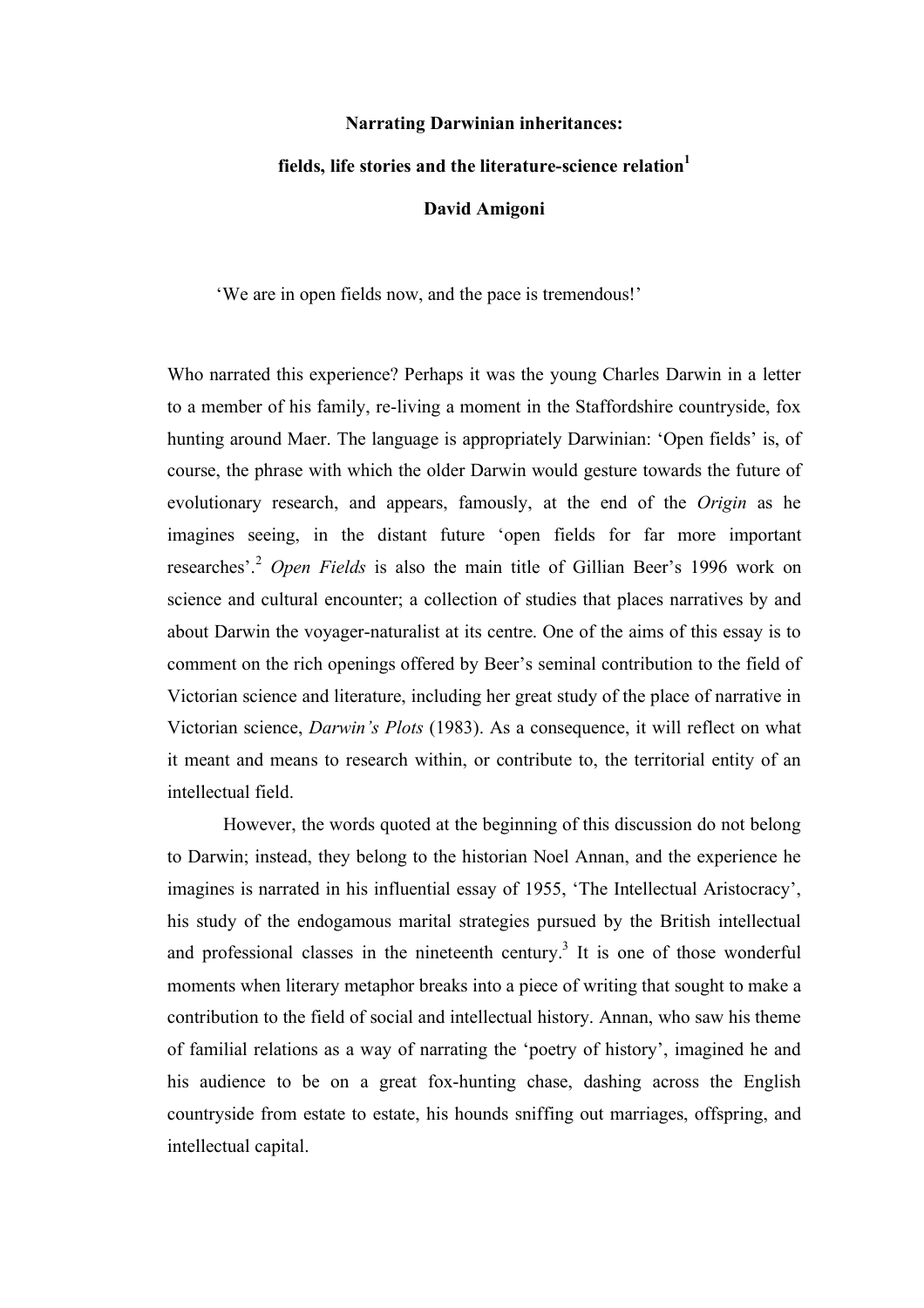# Narrating Darwinian inheritances:

## fields, life stories and the literature-science relation[1]

**David Amigoni**

'We are in open fields now, and the pace is tremendous!'

Who narrated this experience? Perhaps it was the young Charles Darwin in a letter to a member of his family, re-living a moment in the Staffordshire countryside, fox hunting around Maer. The language is appropriately Darwinian: 'Open fields' is, of course, the phrase with which the older Darwin would gesture towards the future of evolutionary research, and appears, famously, at the end of the *Origin* as he imagines seeing, in the distant future 'open fields for far more important researches'.[2] *Open Fields* is also the main title of Gillian Beer's 1996 work on science and cultural encounter; a collection of studies that places narratives by and about Darwin the voyager-naturalist at its centre. One of the aims of this essay is to comment on the rich openings offered by Beer's seminal contribution to the field of Victorian science and literature, including her great study of the place of narrative in Victorian science, *Darwin's Plots* (1983). As a consequence, it will reflect on what it meant and means to research within, or contribute to, the territorial entity of an intellectual field.

However, the words quoted at the beginning of this discussion do not belong to Darwin; instead, they belong to the historian Noel Annan, and the experience he imagines is narrated in his influential essay of 1955, 'The Intellectual Aristocracy', his study of the endogamous marital strategies pursued by the British intellectual and professional classes in the nineteenth century.[3] It is one of those wonderful moments when literary metaphor breaks into a piece of writing that sought to make a contribution to the field of social and intellectual history. Annan, who saw his theme of familial relations as a way of narrating the 'poetry of history', imagined he and his audience to be on a great fox-hunting chase, dashing across the English countryside from estate to estate, his hounds sniffing out marriages, offspring, and intellectual capital.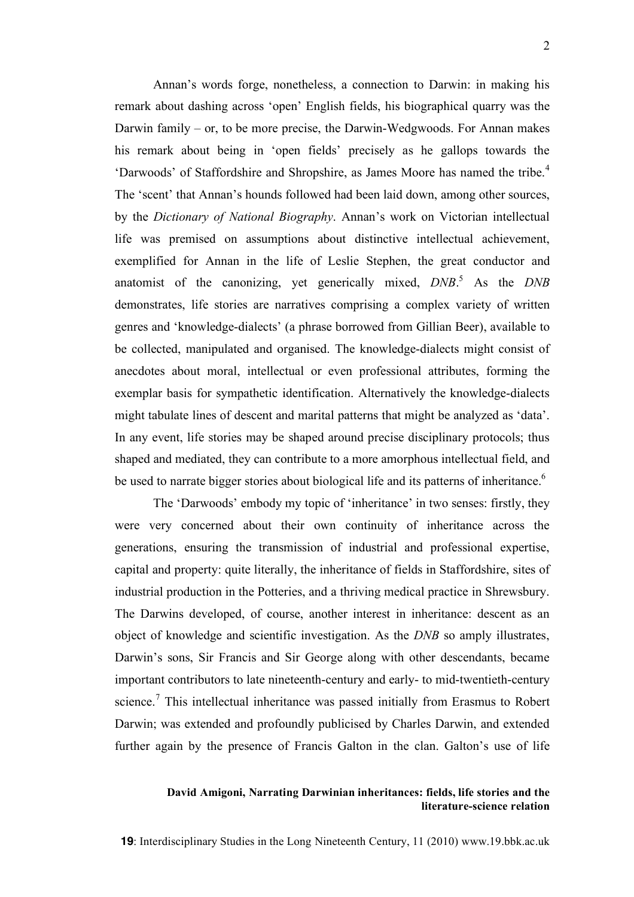Annan's words forge, nonetheless, a connection to Darwin: in making his remark about dashing across 'open' English fields, his biographical quarry was the Darwin family – or, to be more precise, the Darwin-Wedgwoods. For Annan makes his remark about being in 'open fields' precisely as he gallops towards the 'Darwoods' of Staffordshire and Shropshire, as James Moore has named the tribe.[4] The 'scent' that Annan's hounds followed had been laid down, among other sources, by the *Dictionary of National Biography*. Annan's work on Victorian intellectual life was premised on assumptions about distinctive intellectual achievement, exemplified for Annan in the life of Leslie Stephen, the great conductor and anatomist of the canonizing, yet generically mixed, *DNB*.[5] As the *DNB* demonstrates, life stories are narratives comprising a complex variety of written genres and 'knowledge-dialects' (a phrase borrowed from Gillian Beer), available to be collected, manipulated and organised. The knowledge-dialects might consist of anecdotes about moral, intellectual or even professional attributes, forming the exemplar basis for sympathetic identification. Alternatively the knowledge-dialects might tabulate lines of descent and marital patterns that might be analyzed as 'data'. In any event, life stories may be shaped around precise disciplinary protocols; thus shaped and mediated, they can contribute to a more amorphous intellectual field, and be used to narrate bigger stories about biological life and its patterns of inheritance.[6]

The 'Darwoods' embody my topic of 'inheritance' in two senses: firstly, they were very concerned about their own continuity of inheritance across the generations, ensuring the transmission of industrial and professional expertise, capital and property: quite literally, the inheritance of fields in Staffordshire, sites of industrial production in the Potteries, and a thriving medical practice in Shrewsbury. The Darwins developed, of course, another interest in inheritance: descent as an object of knowledge and scientific investigation. As the *DNB* so amply illustrates, Darwin's sons, Sir Francis and Sir George along with other descendants, became important contributors to late nineteenth-century and early- to mid-twentieth-century science.[7] This intellectual inheritance was passed initially from Erasmus to Robert Darwin; was extended and profoundly publicised by Charles Darwin, and extended further again by the presence of Francis Galton in the clan. Galton's use of life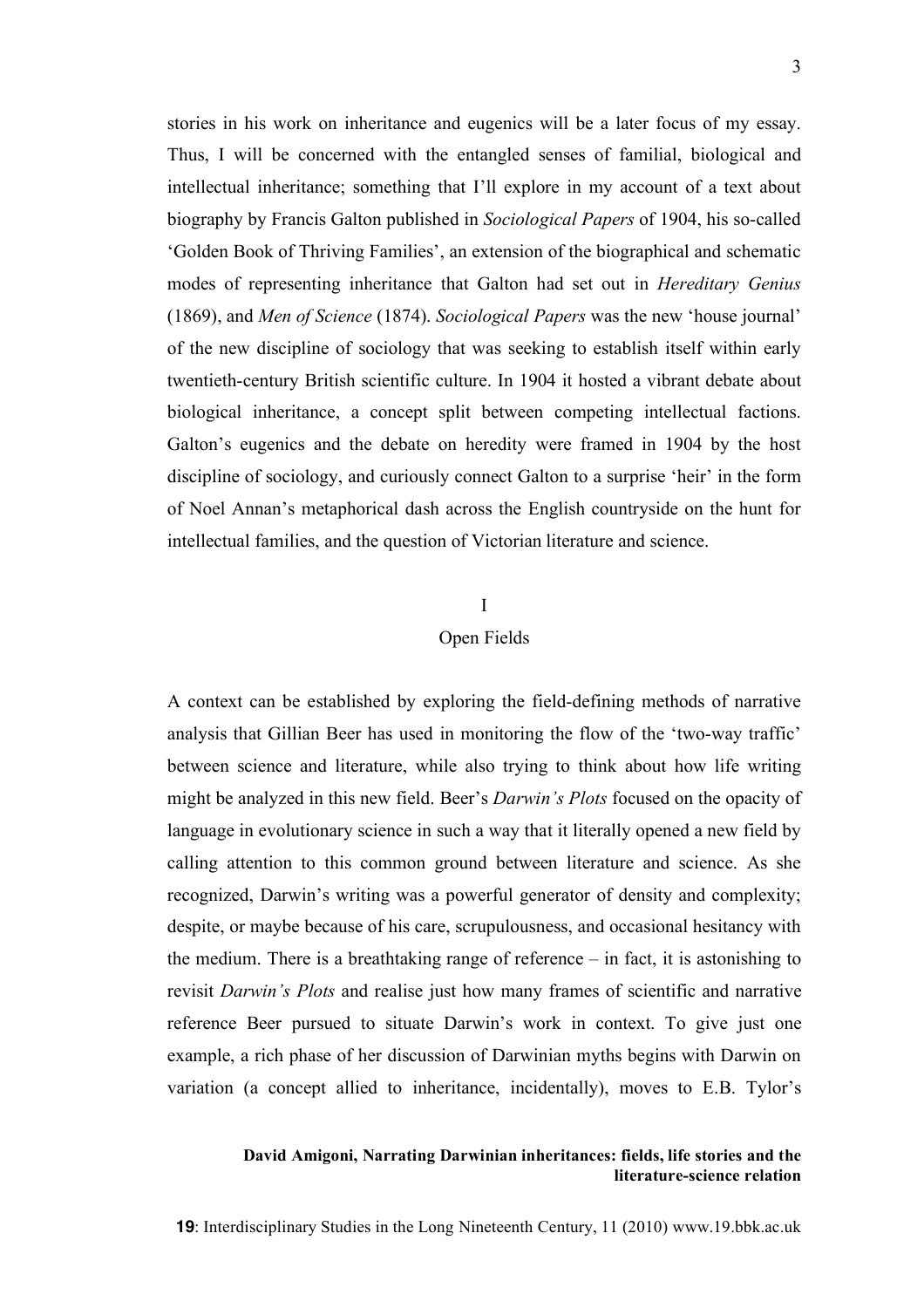stories in his work on inheritance and eugenics will be a later focus of my essay. Thus, I will be concerned with the entangled senses of familial, biological and intellectual inheritance; something that I'll explore in my account of a text about biography by Francis Galton published in *Sociological Papers* of 1904, his so-called 'Golden Book of Thriving Families', an extension of the biographical and schematic modes of representing inheritance that Galton had set out in *Hereditary Genius* (1869), and *Men of Science* (1874). *Sociological Papers* was the new 'house journal' of the new discipline of sociology that was seeking to establish itself within early twentieth-century British scientific culture. In 1904 it hosted a vibrant debate about biological inheritance, a concept split between competing intellectual factions. Galton's eugenics and the debate on heredity were framed in 1904 by the host discipline of sociology, and curiously connect Galton to a surprise 'heir' in the form of Noel Annan's metaphorical dash across the English countryside on the hunt for intellectual families, and the question of Victorian literature and science.

## I
## Open Fields

A context can be established by exploring the field-defining methods of narrative analysis that Gillian Beer has used in monitoring the flow of the 'two-way traffic' between science and literature, while also trying to think about how life writing might be analyzed in this new field. Beer's *Darwin's Plots* focused on the opacity of language in evolutionary science in such a way that it literally opened a new field by calling attention to this common ground between literature and science. As she recognized, Darwin's writing was a powerful generator of density and complexity; despite, or maybe because of his care, scrupulousness, and occasional hesitancy with the medium. There is a breathtaking range of reference – in fact, it is astonishing to revisit *Darwin's Plots* and realise just how many frames of scientific and narrative reference Beer pursued to situate Darwin's work in context. To give just one example, a rich phase of her discussion of Darwinian myths begins with Darwin on variation (a concept allied to inheritance, incidentally), moves to E.B. Tylor's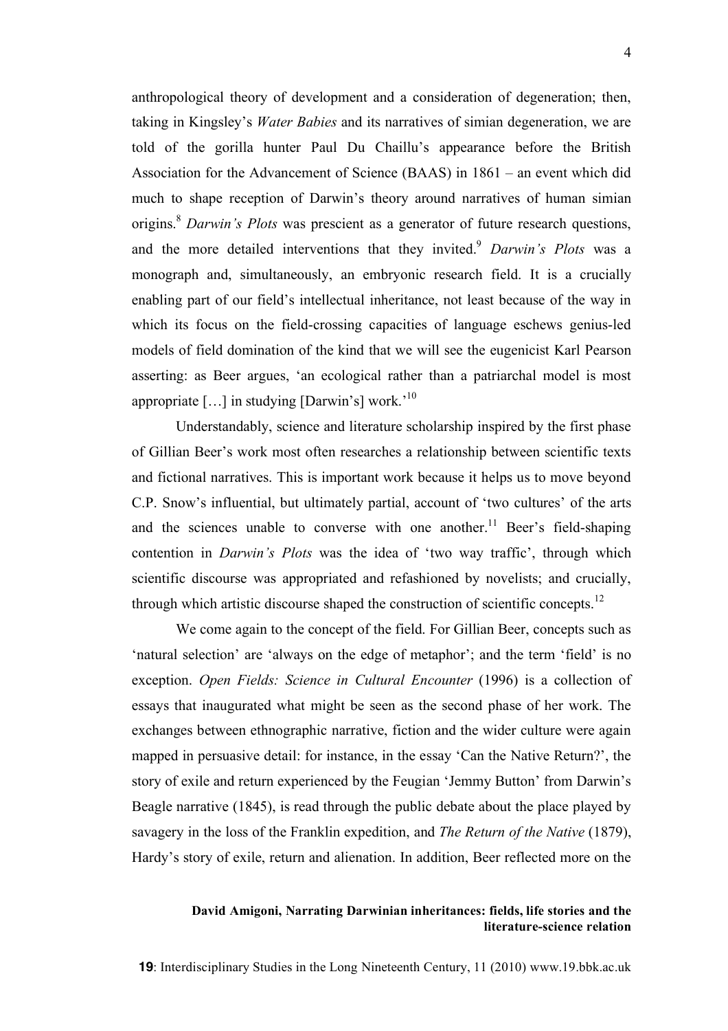anthropological theory of development and a consideration of degeneration; then, taking in Kingsley's *Water Babies* and its narratives of simian degeneration, we are told of the gorilla hunter Paul Du Chaillu's appearance before the British Association for the Advancement of Science (BAAS) in 1861 – an event which did much to shape reception of Darwin's theory around narratives of human simian origins.[8] *Darwin's Plots* was prescient as a generator of future research questions, and the more detailed interventions that they invited.[9] *Darwin's Plots* was a monograph and, simultaneously, an embryonic research field. It is a crucially enabling part of our field's intellectual inheritance, not least because of the way in which its focus on the field-crossing capacities of language eschews genius-led models of field domination of the kind that we will see the eugenicist Karl Pearson asserting: as Beer argues, 'an ecological rather than a patriarchal model is most appropriate […] in studying [Darwin's] work.'[10]

Understandably, science and literature scholarship inspired by the first phase of Gillian Beer's work most often researches a relationship between scientific texts and fictional narratives. This is important work because it helps us to move beyond C.P. Snow's influential, but ultimately partial, account of 'two cultures' of the arts and the sciences unable to converse with one another.[11] Beer's field-shaping contention in *Darwin's Plots* was the idea of 'two way traffic', through which scientific discourse was appropriated and refashioned by novelists; and crucially, through which artistic discourse shaped the construction of scientific concepts.[12]

We come again to the concept of the field. For Gillian Beer, concepts such as 'natural selection' are 'always on the edge of metaphor'; and the term 'field' is no exception. *Open Fields: Science in Cultural Encounter* (1996) is a collection of essays that inaugurated what might be seen as the second phase of her work. The exchanges between ethnographic narrative, fiction and the wider culture were again mapped in persuasive detail: for instance, in the essay 'Can the Native Return?', the story of exile and return experienced by the Feugian 'Jemmy Button' from Darwin's Beagle narrative (1845), is read through the public debate about the place played by savagery in the loss of the Franklin expedition, and *The Return of the Native* (1879), Hardy's story of exile, return and alienation. In addition, Beer reflected more on the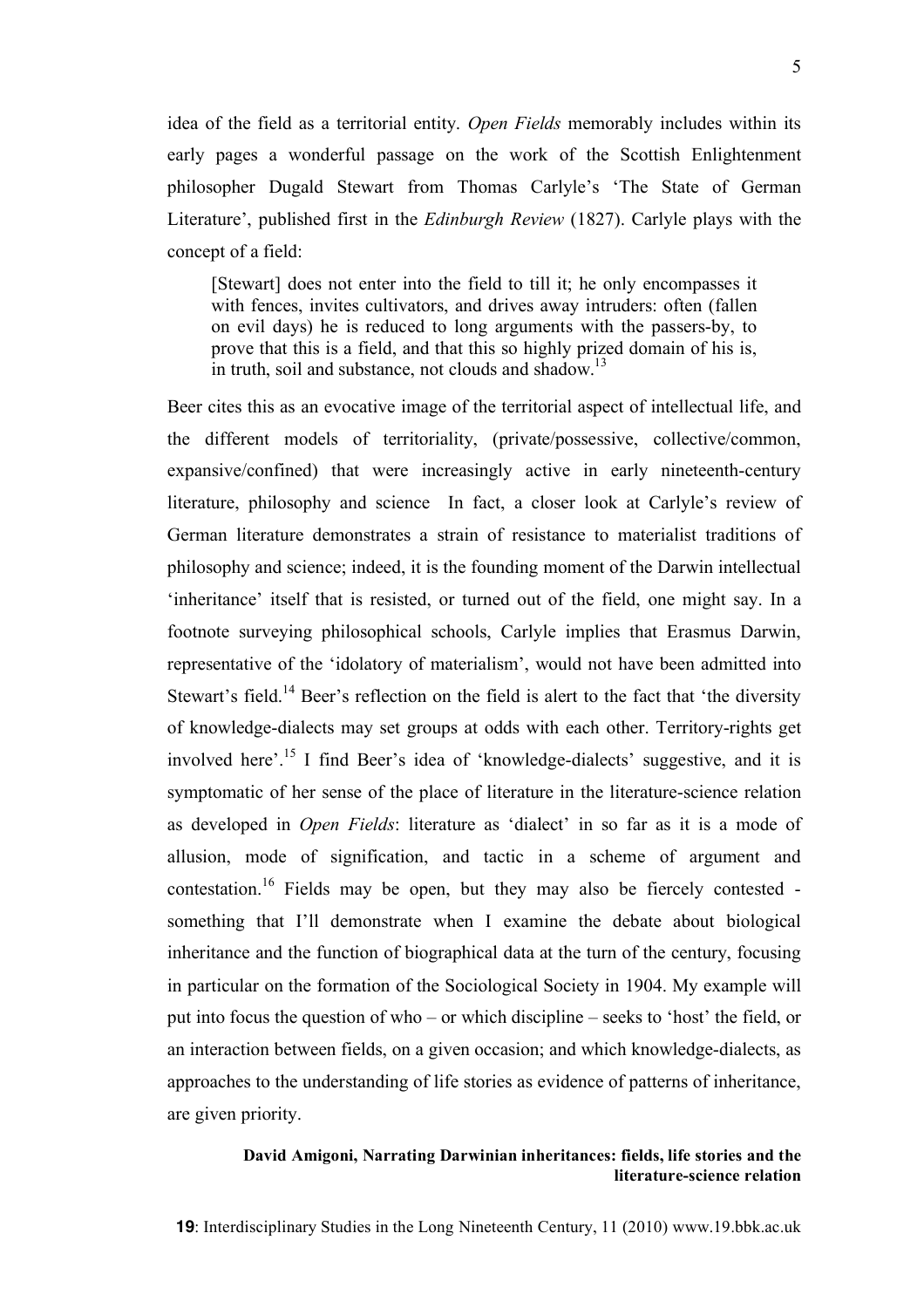idea of the field as a territorial entity. *Open Fields* memorably includes within its early pages a wonderful passage on the work of the Scottish Enlightenment philosopher Dugald Stewart from Thomas Carlyle's 'The State of German Literature', published first in the *Edinburgh Review* (1827). Carlyle plays with the concept of a field:

> [Stewart] does not enter into the field to till it; he only encompasses it with fences, invites cultivators, and drives away intruders: often (fallen on evil days) he is reduced to long arguments with the passers-by, to prove that this is a field, and that this so highly prized domain of his is, in truth, soil and substance, not clouds and shadow.[13]

Beer cites this as an evocative image of the territorial aspect of intellectual life, and the different models of territoriality, (private/possessive, collective/common, expansive/confined) that were increasingly active in early nineteenth-century literature, philosophy and science  In fact, a closer look at Carlyle's review of German literature demonstrates a strain of resistance to materialist traditions of philosophy and science; indeed, it is the founding moment of the Darwin intellectual 'inheritance' itself that is resisted, or turned out of the field, one might say. In a footnote surveying philosophical schools, Carlyle implies that Erasmus Darwin, representative of the 'idolatory of materialism', would not have been admitted into Stewart's field.[14] Beer's reflection on the field is alert to the fact that 'the diversity of knowledge-dialects may set groups at odds with each other. Territory-rights get involved here'.[15] I find Beer's idea of 'knowledge-dialects' suggestive, and it is symptomatic of her sense of the place of literature in the literature-science relation as developed in *Open Fields*: literature as 'dialect' in so far as it is a mode of allusion, mode of signification, and tactic in a scheme of argument and contestation.[16] Fields may be open, but they may also be fiercely contested - something that I'll demonstrate when I examine the debate about biological inheritance and the function of biographical data at the turn of the century, focusing in particular on the formation of the Sociological Society in 1904. My example will put into focus the question of who – or which discipline – seeks to 'host' the field, or an interaction between fields, on a given occasion; and which knowledge-dialects, as approaches to the understanding of life stories as evidence of patterns of inheritance, are given priority.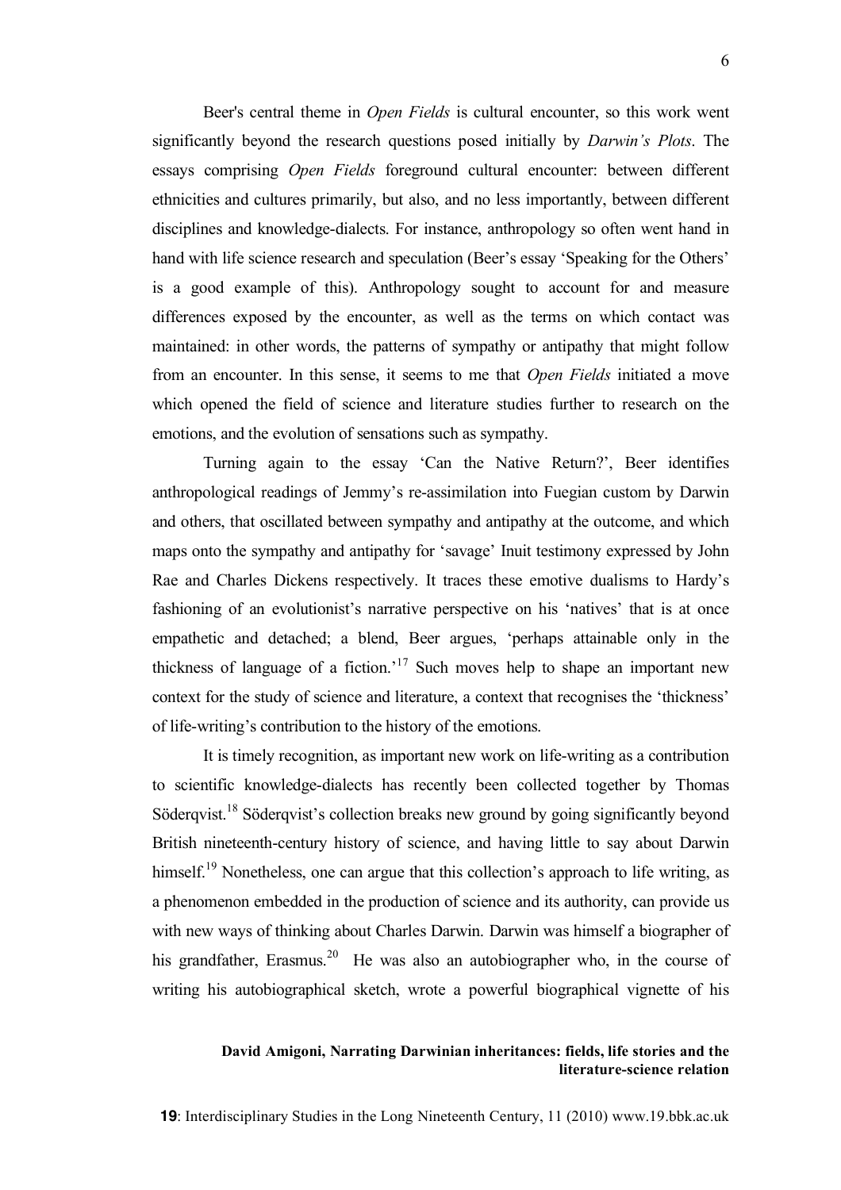Beer's central theme in *Open Fields* is cultural encounter, so this work went significantly beyond the research questions posed initially by *Darwin's Plots*. The essays comprising *Open Fields* foreground cultural encounter: between different ethnicities and cultures primarily, but also, and no less importantly, between different disciplines and knowledge-dialects. For instance, anthropology so often went hand in hand with life science research and speculation (Beer's essay 'Speaking for the Others' is a good example of this). Anthropology sought to account for and measure differences exposed by the encounter, as well as the terms on which contact was maintained: in other words, the patterns of sympathy or antipathy that might follow from an encounter. In this sense, it seems to me that *Open Fields* initiated a move which opened the field of science and literature studies further to research on the emotions, and the evolution of sensations such as sympathy.

Turning again to the essay 'Can the Native Return?', Beer identifies anthropological readings of Jemmy's re-assimilation into Fuegian custom by Darwin and others, that oscillated between sympathy and antipathy at the outcome, and which maps onto the sympathy and antipathy for 'savage' Inuit testimony expressed by John Rae and Charles Dickens respectively. It traces these emotive dualisms to Hardy's fashioning of an evolutionist's narrative perspective on his 'natives' that is at once empathetic and detached; a blend, Beer argues, 'perhaps attainable only in the thickness of language of a fiction.'[17] Such moves help to shape an important new context for the study of science and literature, a context that recognises the 'thickness' of life-writing's contribution to the history of the emotions.

It is timely recognition, as important new work on life-writing as a contribution to scientific knowledge-dialects has recently been collected together by Thomas Söderqvist.[18] Söderqvist's collection breaks new ground by going significantly beyond British nineteenth-century history of science, and having little to say about Darwin himself.[19] Nonetheless, one can argue that this collection's approach to life writing, as a phenomenon embedded in the production of science and its authority, can provide us with new ways of thinking about Charles Darwin. Darwin was himself a biographer of his grandfather, Erasmus.[20] He was also an autobiographer who, in the course of writing his autobiographical sketch, wrote a powerful biographical vignette of his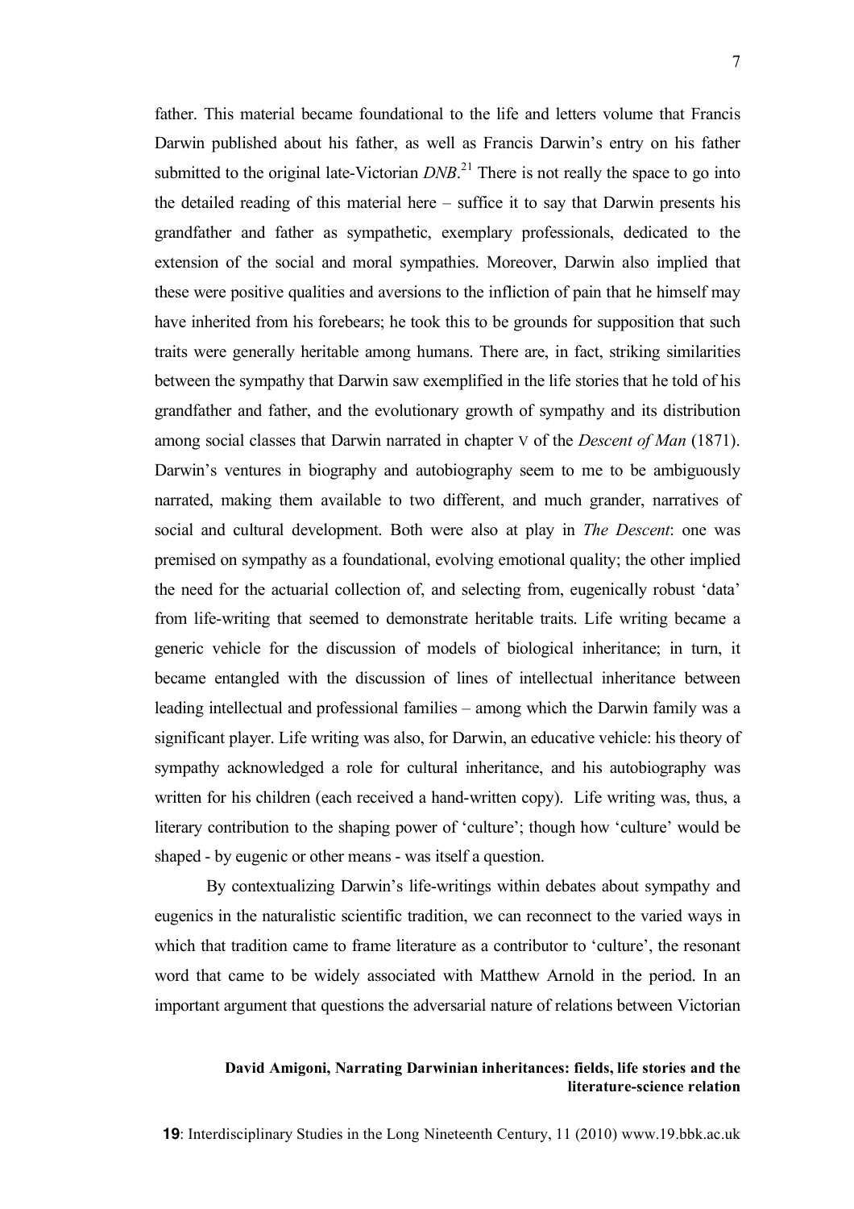father. This material became foundational to the life and letters volume that Francis Darwin published about his father, as well as Francis Darwin's entry on his father submitted to the original late-Victorian *DNB*.[21] There is not really the space to go into the detailed reading of this material here – suffice it to say that Darwin presents his grandfather and father as sympathetic, exemplary professionals, dedicated to the extension of the social and moral sympathies. Moreover, Darwin also implied that these were positive qualities and aversions to the infliction of pain that he himself may have inherited from his forebears; he took this to be grounds for supposition that such traits were generally heritable among humans. There are, in fact, striking similarities between the sympathy that Darwin saw exemplified in the life stories that he told of his grandfather and father, and the evolutionary growth of sympathy and its distribution among social classes that Darwin narrated in chapter V of the *Descent of Man* (1871). Darwin's ventures in biography and autobiography seem to me to be ambiguously narrated, making them available to two different, and much grander, narratives of social and cultural development. Both were also at play in *The Descent*: one was premised on sympathy as a foundational, evolving emotional quality; the other implied the need for the actuarial collection of, and selecting from, eugenically robust 'data' from life-writing that seemed to demonstrate heritable traits. Life writing became a generic vehicle for the discussion of models of biological inheritance; in turn, it became entangled with the discussion of lines of intellectual inheritance between leading intellectual and professional families – among which the Darwin family was a significant player. Life writing was also, for Darwin, an educative vehicle: his theory of sympathy acknowledged a role for cultural inheritance, and his autobiography was written for his children (each received a hand-written copy). Life writing was, thus, a literary contribution to the shaping power of 'culture'; though how 'culture' would be shaped - by eugenic or other means - was itself a question.

By contextualizing Darwin's life-writings within debates about sympathy and eugenics in the naturalistic scientific tradition, we can reconnect to the varied ways in which that tradition came to frame literature as a contributor to 'culture', the resonant word that came to be widely associated with Matthew Arnold in the period. In an important argument that questions the adversarial nature of relations between Victorian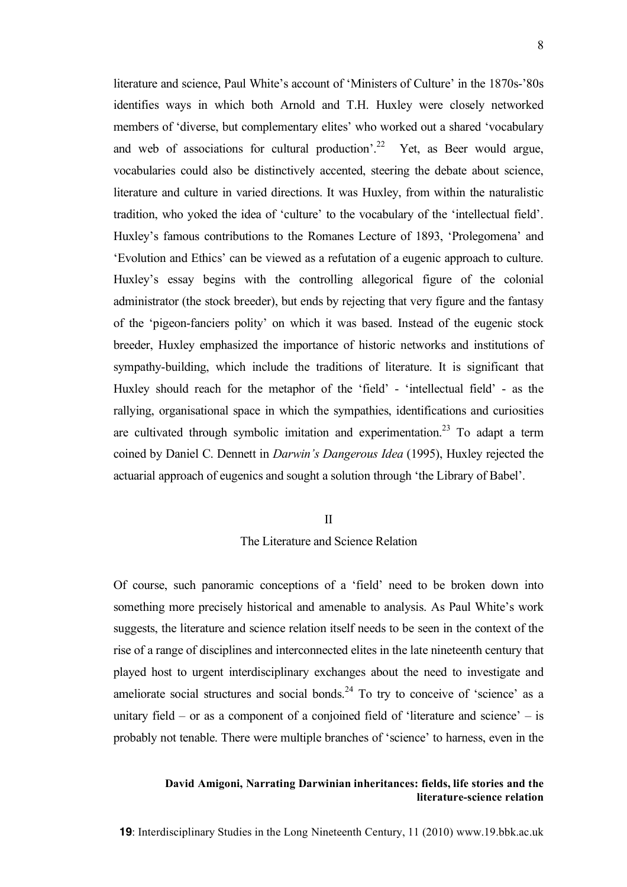literature and science, Paul White's account of 'Ministers of Culture' in the 1870s-'80s identifies ways in which both Arnold and T.H. Huxley were closely networked members of 'diverse, but complementary elites' who worked out a shared 'vocabulary and web of associations for cultural production'.[22] Yet, as Beer would argue, vocabularies could also be distinctively accented, steering the debate about science, literature and culture in varied directions. It was Huxley, from within the naturalistic tradition, who yoked the idea of 'culture' to the vocabulary of the 'intellectual field'. Huxley's famous contributions to the Romanes Lecture of 1893, 'Prolegomena' and 'Evolution and Ethics' can be viewed as a refutation of a eugenic approach to culture. Huxley's essay begins with the controlling allegorical figure of the colonial administrator (the stock breeder), but ends by rejecting that very figure and the fantasy of the 'pigeon-fanciers polity' on which it was based. Instead of the eugenic stock breeder, Huxley emphasized the importance of historic networks and institutions of sympathy-building, which include the traditions of literature. It is significant that Huxley should reach for the metaphor of the 'field' - 'intellectual field' - as the rallying, organisational space in which the sympathies, identifications and curiosities are cultivated through symbolic imitation and experimentation.[23] To adapt a term coined by Daniel C. Dennett in *Darwin's Dangerous Idea* (1995), Huxley rejected the actuarial approach of eugenics and sought a solution through 'the Library of Babel'.

## II

## The Literature and Science Relation

Of course, such panoramic conceptions of a 'field' need to be broken down into something more precisely historical and amenable to analysis. As Paul White's work suggests, the literature and science relation itself needs to be seen in the context of the rise of a range of disciplines and interconnected elites in the late nineteenth century that played host to urgent interdisciplinary exchanges about the need to investigate and ameliorate social structures and social bonds.[24] To try to conceive of 'science' as a unitary field – or as a component of a conjoined field of 'literature and science' – is probably not tenable. There were multiple branches of 'science' to harness, even in the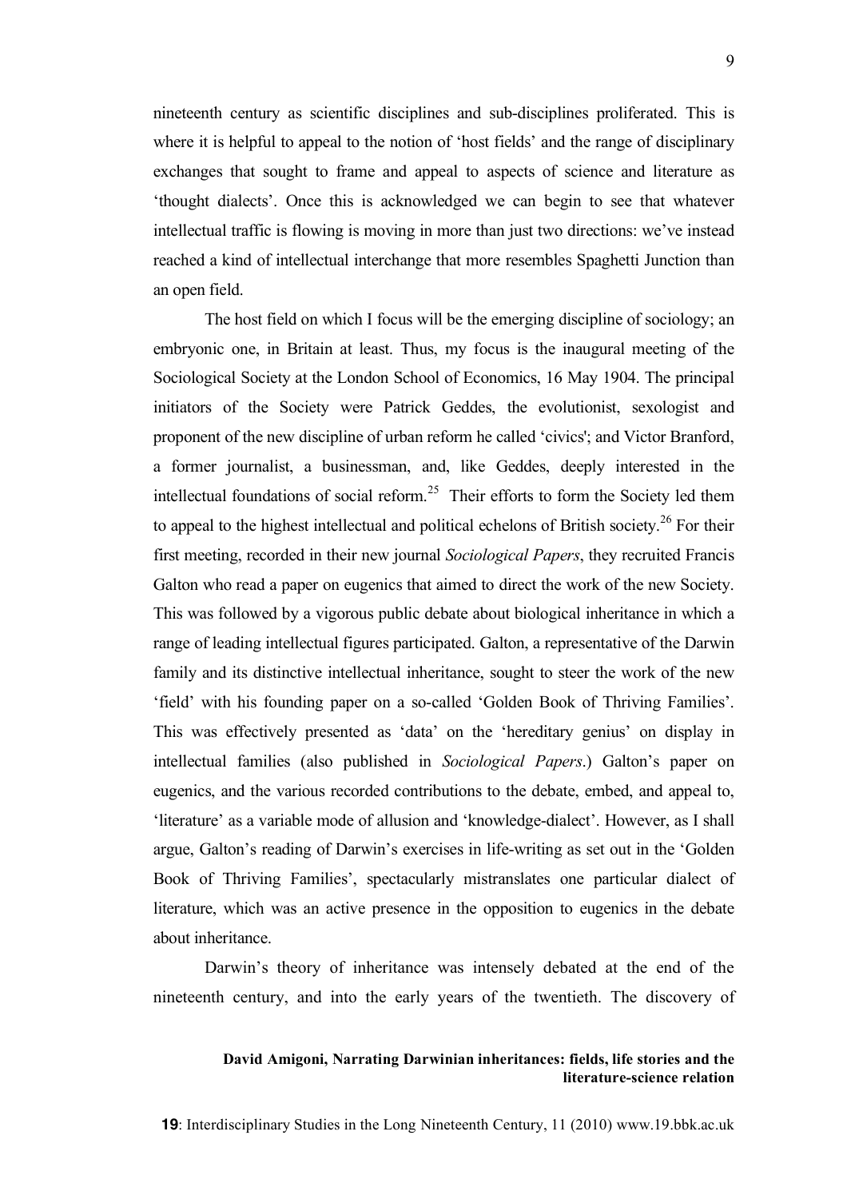nineteenth century as scientific disciplines and sub-disciplines proliferated. This is where it is helpful to appeal to the notion of 'host fields' and the range of disciplinary exchanges that sought to frame and appeal to aspects of science and literature as 'thought dialects'. Once this is acknowledged we can begin to see that whatever intellectual traffic is flowing is moving in more than just two directions: we've instead reached a kind of intellectual interchange that more resembles Spaghetti Junction than an open field.

The host field on which I focus will be the emerging discipline of sociology; an embryonic one, in Britain at least. Thus, my focus is the inaugural meeting of the Sociological Society at the London School of Economics, 16 May 1904. The principal initiators of the Society were Patrick Geddes, the evolutionist, sexologist and proponent of the new discipline of urban reform he called 'civics'; and Victor Branford, a former journalist, a businessman, and, like Geddes, deeply interested in the intellectual foundations of social reform.[25] Their efforts to form the Society led them to appeal to the highest intellectual and political echelons of British society.[26] For their first meeting, recorded in their new journal *Sociological Papers*, they recruited Francis Galton who read a paper on eugenics that aimed to direct the work of the new Society. This was followed by a vigorous public debate about biological inheritance in which a range of leading intellectual figures participated. Galton, a representative of the Darwin family and its distinctive intellectual inheritance, sought to steer the work of the new 'field' with his founding paper on a so-called 'Golden Book of Thriving Families'. This was effectively presented as 'data' on the 'hereditary genius' on display in intellectual families (also published in *Sociological Papers*.) Galton's paper on eugenics, and the various recorded contributions to the debate, embed, and appeal to, 'literature' as a variable mode of allusion and 'knowledge-dialect'. However, as I shall argue, Galton's reading of Darwin's exercises in life-writing as set out in the 'Golden Book of Thriving Families', spectacularly mistranslates one particular dialect of literature, which was an active presence in the opposition to eugenics in the debate about inheritance.

Darwin's theory of inheritance was intensely debated at the end of the nineteenth century, and into the early years of the twentieth. The discovery of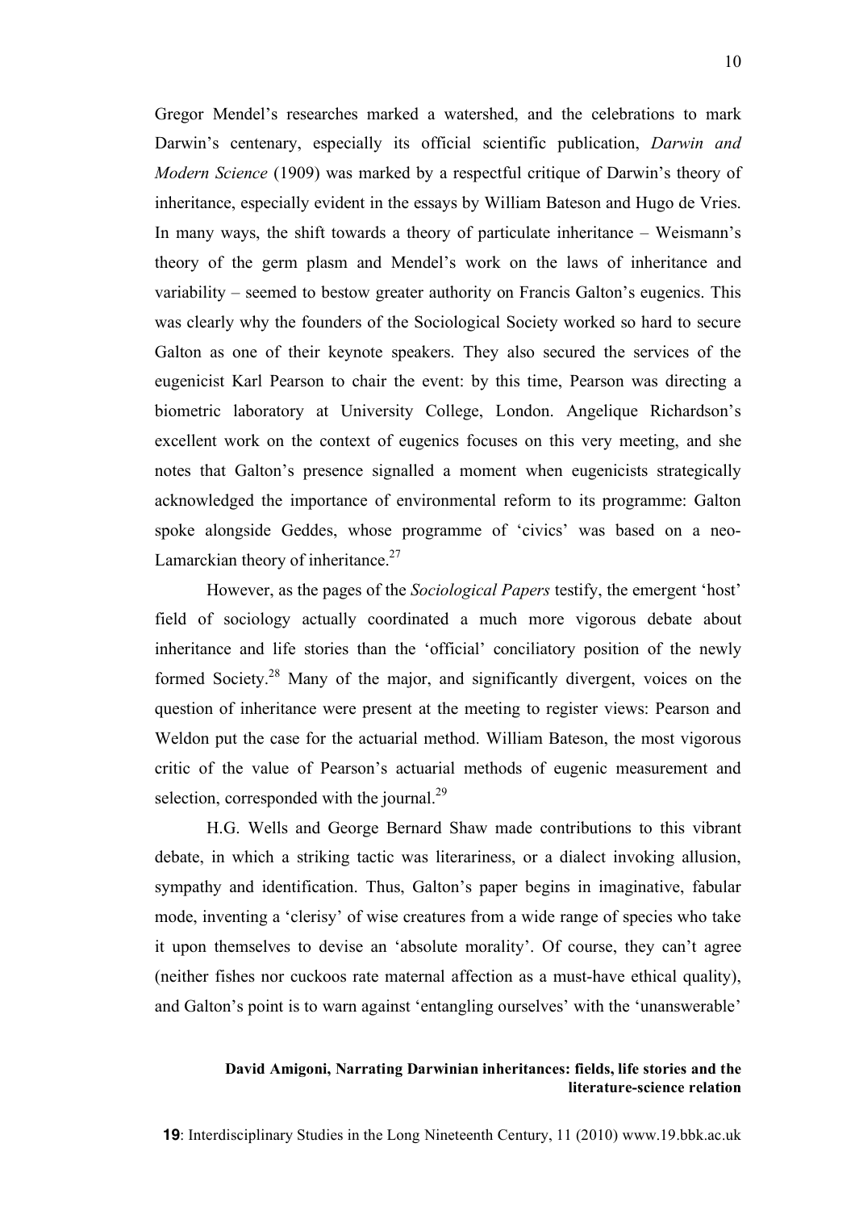Gregor Mendel's researches marked a watershed, and the celebrations to mark Darwin's centenary, especially its official scientific publication, *Darwin and Modern Science* (1909) was marked by a respectful critique of Darwin's theory of inheritance, especially evident in the essays by William Bateson and Hugo de Vries. In many ways, the shift towards a theory of particulate inheritance – Weismann's theory of the germ plasm and Mendel's work on the laws of inheritance and variability – seemed to bestow greater authority on Francis Galton's eugenics. This was clearly why the founders of the Sociological Society worked so hard to secure Galton as one of their keynote speakers. They also secured the services of the eugenicist Karl Pearson to chair the event: by this time, Pearson was directing a biometric laboratory at University College, London. Angelique Richardson's excellent work on the context of eugenics focuses on this very meeting, and she notes that Galton's presence signalled a moment when eugenicists strategically acknowledged the importance of environmental reform to its programme: Galton spoke alongside Geddes, whose programme of 'civics' was based on a neo-Lamarckian theory of inheritance.[27]

However, as the pages of the *Sociological Papers* testify, the emergent 'host' field of sociology actually coordinated a much more vigorous debate about inheritance and life stories than the 'official' conciliatory position of the newly formed Society.[28] Many of the major, and significantly divergent, voices on the question of inheritance were present at the meeting to register views: Pearson and Weldon put the case for the actuarial method. William Bateson, the most vigorous critic of the value of Pearson's actuarial methods of eugenic measurement and selection, corresponded with the journal.[29]

H.G. Wells and George Bernard Shaw made contributions to this vibrant debate, in which a striking tactic was literariness, or a dialect invoking allusion, sympathy and identification. Thus, Galton's paper begins in imaginative, fabular mode, inventing a 'clerisy' of wise creatures from a wide range of species who take it upon themselves to devise an 'absolute morality'. Of course, they can't agree (neither fishes nor cuckoos rate maternal affection as a must-have ethical quality), and Galton's point is to warn against 'entangling ourselves' with the 'unanswerable'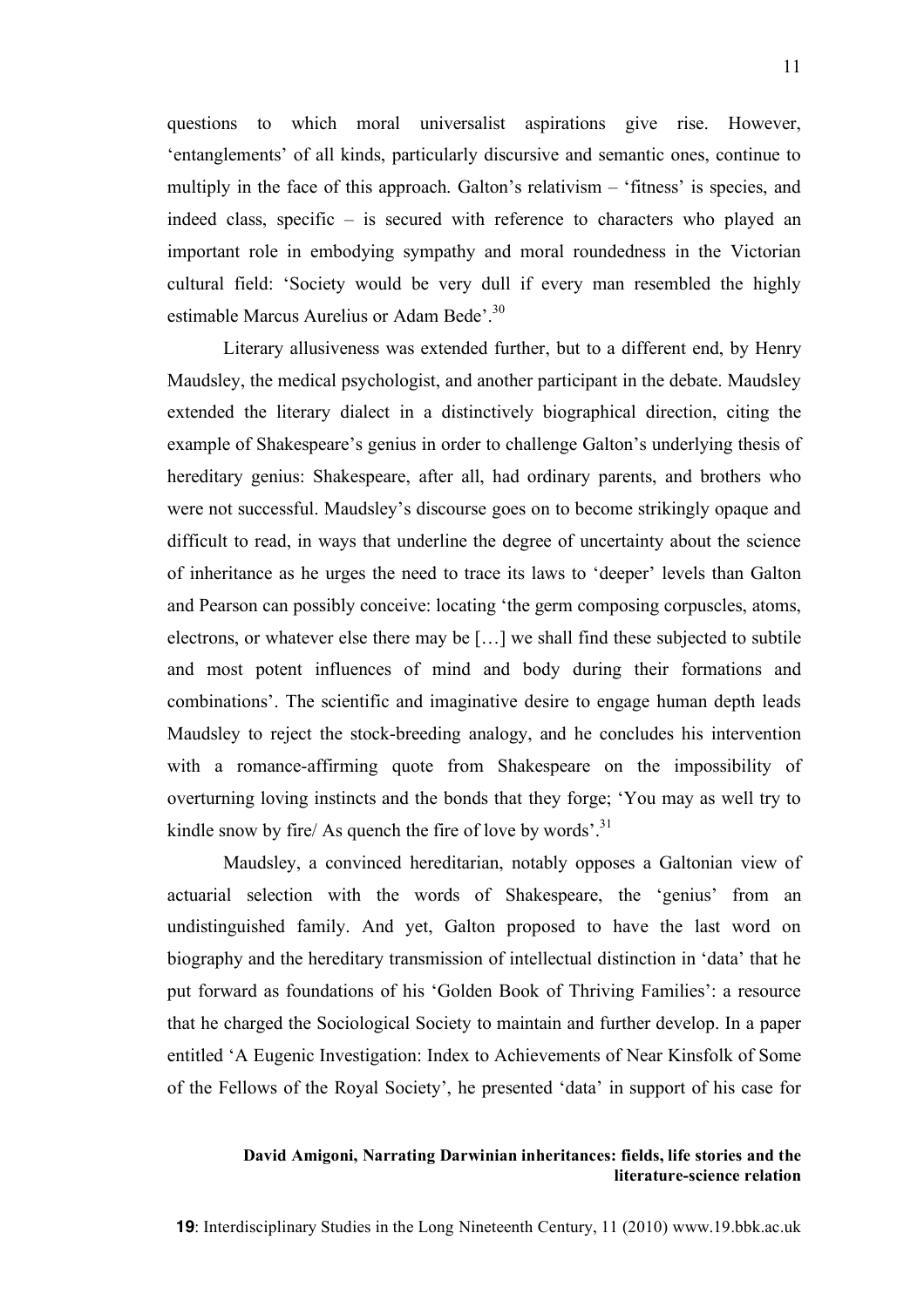questions to which moral universalist aspirations give rise. However, 'entanglements' of all kinds, particularly discursive and semantic ones, continue to multiply in the face of this approach. Galton's relativism – 'fitness' is species, and indeed class, specific – is secured with reference to characters who played an important role in embodying sympathy and moral roundedness in the Victorian cultural field: 'Society would be very dull if every man resembled the highly estimable Marcus Aurelius or Adam Bede'.[30]

Literary allusiveness was extended further, but to a different end, by Henry Maudsley, the medical psychologist, and another participant in the debate. Maudsley extended the literary dialect in a distinctively biographical direction, citing the example of Shakespeare's genius in order to challenge Galton's underlying thesis of hereditary genius: Shakespeare, after all, had ordinary parents, and brothers who were not successful. Maudsley's discourse goes on to become strikingly opaque and difficult to read, in ways that underline the degree of uncertainty about the science of inheritance as he urges the need to trace its laws to 'deeper' levels than Galton and Pearson can possibly conceive: locating 'the germ composing corpuscles, atoms, electrons, or whatever else there may be […] we shall find these subjected to subtile and most potent influences of mind and body during their formations and combinations'. The scientific and imaginative desire to engage human depth leads Maudsley to reject the stock-breeding analogy, and he concludes his intervention with a romance-affirming quote from Shakespeare on the impossibility of overturning loving instincts and the bonds that they forge; 'You may as well try to kindle snow by fire/ As quench the fire of love by words'.[31]

Maudsley, a convinced hereditarian, notably opposes a Galtonian view of actuarial selection with the words of Shakespeare, the 'genius' from an undistinguished family. And yet, Galton proposed to have the last word on biography and the hereditary transmission of intellectual distinction in 'data' that he put forward as foundations of his 'Golden Book of Thriving Families': a resource that he charged the Sociological Society to maintain and further develop. In a paper entitled 'A Eugenic Investigation: Index to Achievements of Near Kinsfolk of Some of the Fellows of the Royal Society', he presented 'data' in support of his case for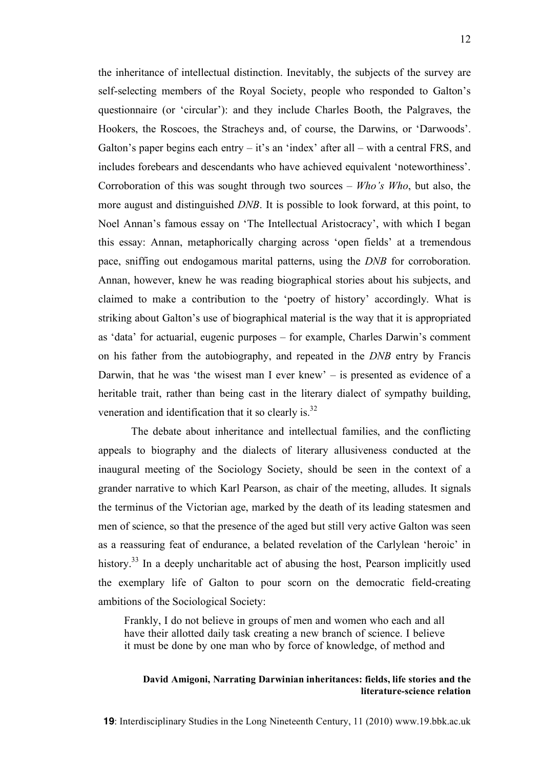the inheritance of intellectual distinction. Inevitably, the subjects of the survey are self-selecting members of the Royal Society, people who responded to Galton's questionnaire (or 'circular'): and they include Charles Booth, the Palgraves, the Hookers, the Roscoes, the Stracheys and, of course, the Darwins, or 'Darwoods'. Galton's paper begins each entry – it's an 'index' after all – with a central FRS, and includes forebears and descendants who have achieved equivalent 'noteworthiness'. Corroboration of this was sought through two sources – *Who's Who*, but also, the more august and distinguished *DNB*. It is possible to look forward, at this point, to Noel Annan's famous essay on 'The Intellectual Aristocracy', with which I began this essay: Annan, metaphorically charging across 'open fields' at a tremendous pace, sniffing out endogamous marital patterns, using the *DNB* for corroboration. Annan, however, knew he was reading biographical stories about his subjects, and claimed to make a contribution to the 'poetry of history' accordingly. What is striking about Galton's use of biographical material is the way that it is appropriated as 'data' for actuarial, eugenic purposes – for example, Charles Darwin's comment on his father from the autobiography, and repeated in the *DNB* entry by Francis Darwin, that he was 'the wisest man I ever knew' – is presented as evidence of a heritable trait, rather than being cast in the literary dialect of sympathy building, veneration and identification that it so clearly is.[32]

The debate about inheritance and intellectual families, and the conflicting appeals to biography and the dialects of literary allusiveness conducted at the inaugural meeting of the Sociology Society, should be seen in the context of a grander narrative to which Karl Pearson, as chair of the meeting, alludes. It signals the terminus of the Victorian age, marked by the death of its leading statesmen and men of science, so that the presence of the aged but still very active Galton was seen as a reassuring feat of endurance, a belated revelation of the Carlylean 'heroic' in history.[33] In a deeply uncharitable act of abusing the host, Pearson implicitly used the exemplary life of Galton to pour scorn on the democratic field-creating ambitions of the Sociological Society:

> Frankly, I do not believe in groups of men and women who each and all have their allotted daily task creating a new branch of science. I believe it must be done by one man who by force of knowledge, of method and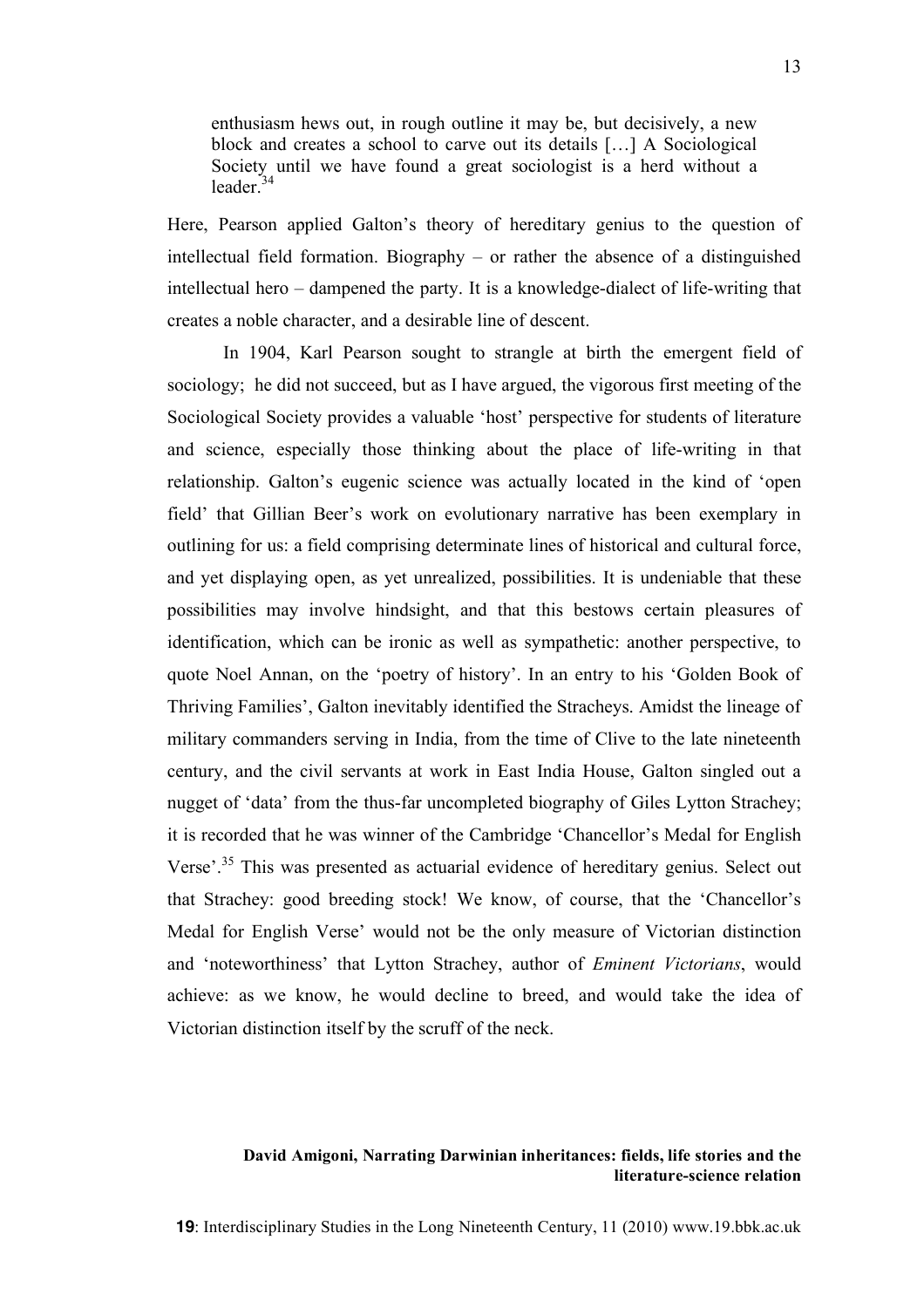> enthusiasm hews out, in rough outline it may be, but decisively, a new block and creates a school to carve out its details […] A Sociological Society until we have found a great sociologist is a herd without a leader.[34]

Here, Pearson applied Galton's theory of hereditary genius to the question of intellectual field formation. Biography – or rather the absence of a distinguished intellectual hero – dampened the party. It is a knowledge-dialect of life-writing that creates a noble character, and a desirable line of descent.

In 1904, Karl Pearson sought to strangle at birth the emergent field of sociology; he did not succeed, but as I have argued, the vigorous first meeting of the Sociological Society provides a valuable 'host' perspective for students of literature and science, especially those thinking about the place of life-writing in that relationship. Galton's eugenic science was actually located in the kind of 'open field' that Gillian Beer's work on evolutionary narrative has been exemplary in outlining for us: a field comprising determinate lines of historical and cultural force, and yet displaying open, as yet unrealized, possibilities. It is undeniable that these possibilities may involve hindsight, and that this bestows certain pleasures of identification, which can be ironic as well as sympathetic: another perspective, to quote Noel Annan, on the 'poetry of history'. In an entry to his 'Golden Book of Thriving Families', Galton inevitably identified the Stracheys. Amidst the lineage of military commanders serving in India, from the time of Clive to the late nineteenth century, and the civil servants at work in East India House, Galton singled out a nugget of 'data' from the thus-far uncompleted biography of Giles Lytton Strachey; it is recorded that he was winner of the Cambridge 'Chancellor's Medal for English Verse'.[35] This was presented as actuarial evidence of hereditary genius. Select out that Strachey: good breeding stock! We know, of course, that the 'Chancellor's Medal for English Verse' would not be the only measure of Victorian distinction and 'noteworthiness' that Lytton Strachey, author of *Eminent Victorians*, would achieve: as we know, he would decline to breed, and would take the idea of Victorian distinction itself by the scruff of the neck.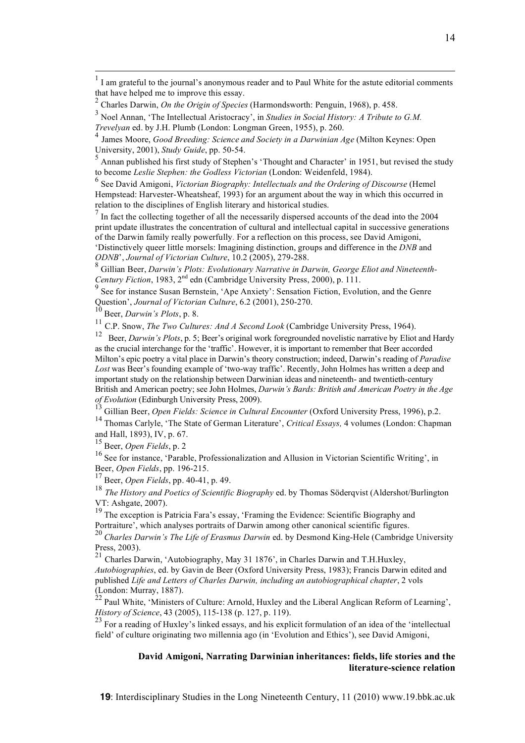[1] I am grateful to the journal's anonymous reader and to Paul White for the astute editorial comments that have helped me to improve this essay.

[2] Charles Darwin, *On the Origin of Species* (Harmondsworth: Penguin, 1968), p. 458.

[3] Noel Annan, 'The Intellectual Aristocracy', in *Studies in Social History: A Tribute to G.M. Trevelyan* ed. by J.H. Plumb (London: Longman Green, 1955), p. 260.

[4] James Moore, *Good Breeding: Science and Society in a Darwinian Age* (Milton Keynes: Open University, 2001), *Study Guide*, pp. 50-54.

[5] Annan published his first study of Stephen's 'Thought and Character' in 1951, but revised the study to become *Leslie Stephen: the Godless Victorian* (London: Weidenfeld, 1984).

[6] See David Amigoni, *Victorian Biography: Intellectuals and the Ordering of Discourse* (Hemel Hempstead: Harvester-Wheatsheaf, 1993) for an argument about the way in which this occurred in relation to the disciplines of English literary and historical studies.

[7] In fact the collecting together of all the necessarily dispersed accounts of the dead into the 2004 print update illustrates the concentration of cultural and intellectual capital in successive generations of the Darwin family really powerfully. For a reflection on this process, see David Amigoni, 'Distinctively queer little morsels: Imagining distinction, groups and difference in the *DNB* and *ODNB*', *Journal of Victorian Culture*, 10.2 (2005), 279-288.

[8] Gillian Beer, *Darwin's Plots: Evolutionary Narrative in Darwin, George Eliot and Nineteenth-Century Fiction*, 1983, 2nd edn (Cambridge University Press, 2000), p. 111.

[9] See for instance Susan Bernstein, 'Ape Anxiety': Sensation Fiction, Evolution, and the Genre Question', *Journal of Victorian Culture*, 6.2 (2001), 250-270.

[10] Beer, *Darwin's Plots*, p. 8.

[11] C.P. Snow, *The Two Cultures: And A Second Look* (Cambridge University Press, 1964).

[12] Beer, *Darwin's Plots*, p. 5; Beer's original work foregrounded novelistic narrative by Eliot and Hardy as the crucial interchange for the 'traffic'. However, it is important to remember that Beer accorded Milton's epic poetry a vital place in Darwin's theory construction; indeed, Darwin's reading of *Paradise Lost* was Beer's founding example of 'two-way traffic'. Recently, John Holmes has written a deep and important study on the relationship between Darwinian ideas and nineteenth- and twentieth-century British and American poetry; see John Holmes, *Darwin's Bards: British and American Poetry in the Age of Evolution* (Edinburgh University Press, 2009).

[13] Gillian Beer, *Open Fields: Science in Cultural Encounter* (Oxford University Press, 1996), p.2.

[14] Thomas Carlyle, 'The State of German Literature', *Critical Essays,* 4 volumes (London: Chapman and Hall, 1893), IV, p. 67.

[15] Beer, *Open Fields*, p. 2

[16] See for instance, 'Parable, Professionalization and Allusion in Victorian Scientific Writing', in Beer, *Open Fields*, pp. 196-215.

[17] Beer, *Open Fields*, pp. 40-41, p. 49.

[18] *The History and Poetics of Scientific Biography* ed. by Thomas Söderqvist (Aldershot/Burlington VT: Ashgate, 2007).

[19] The exception is Patricia Fara's essay, 'Framing the Evidence: Scientific Biography and Portraiture', which analyses portraits of Darwin among other canonical scientific figures.

[20] *Charles Darwin's The Life of Erasmus Darwin* ed. by Desmond King-Hele (Cambridge University Press, 2003).

[21] Charles Darwin, 'Autobiography, May 31 1876', in Charles Darwin and T.H.Huxley, *Autobiographies*, ed. by Gavin de Beer (Oxford University Press, 1983); Francis Darwin edited and published *Life and Letters of Charles Darwin, including an autobiographical chapter*, 2 vols (London: Murray, 1887).

[22] Paul White, 'Ministers of Culture: Arnold, Huxley and the Liberal Anglican Reform of Learning', *History of Science*, 43 (2005), 115-138 (p. 127, p. 119).

[23] For a reading of Huxley's linked essays, and his explicit formulation of an idea of the 'intellectual field' of culture originating two millennia ago (in 'Evolution and Ethics'), see David Amigoni,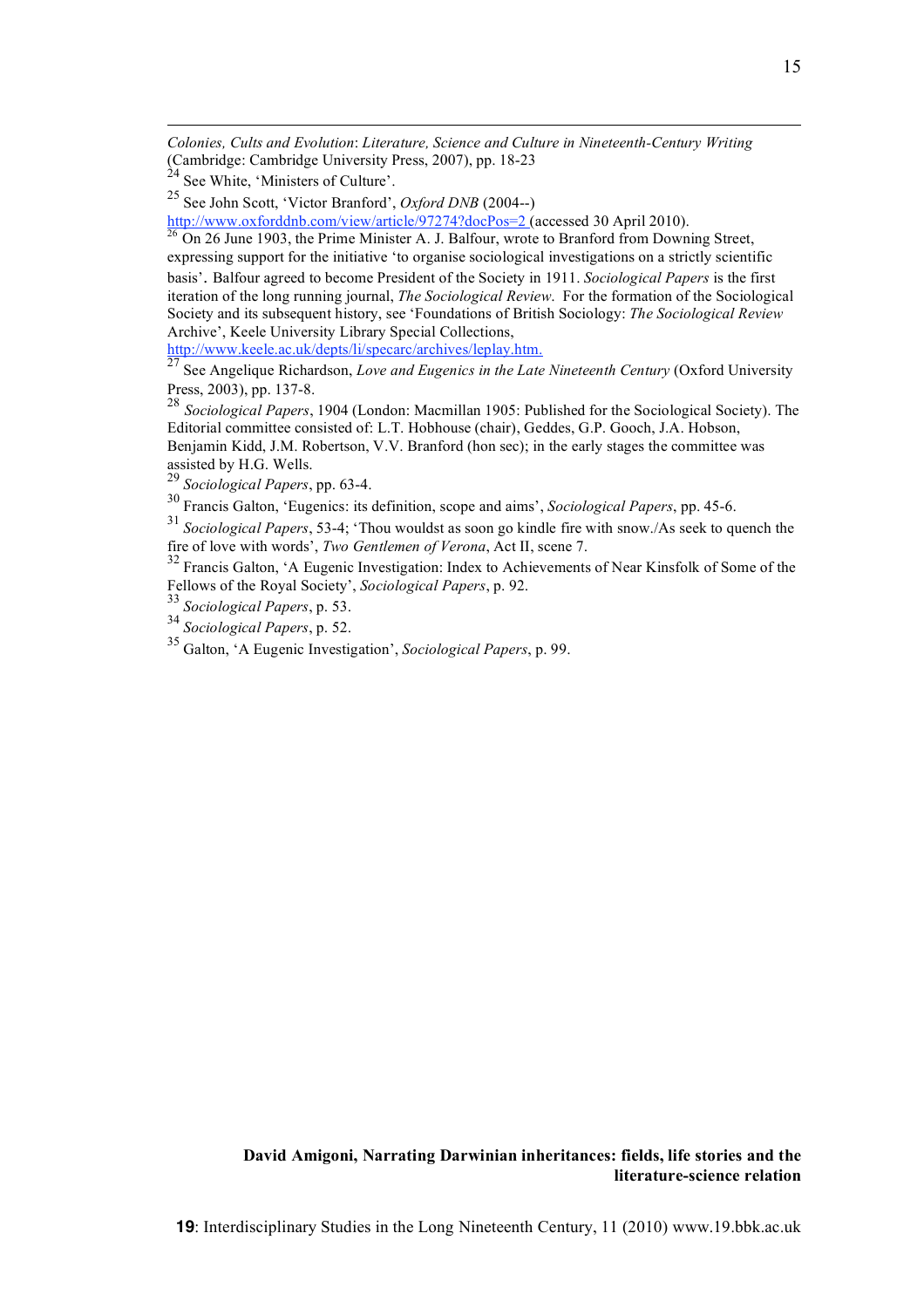*Colonies, Cults and Evolution*: *Literature, Science and Culture in Nineteenth-Century Writing* (Cambridge: Cambridge University Press, 2007), pp. 18-23

[24] See White, 'Ministers of Culture'.

[25] See John Scott, 'Victor Branford', *Oxford DNB* (2004--) http://www.oxforddnb.com/view/article/97274?docPos=2 (accessed 30 April 2010).

[26] On 26 June 1903, the Prime Minister A. J. Balfour, wrote to Branford from Downing Street, expressing support for the initiative 'to organise sociological investigations on a strictly scientific basis'. Balfour agreed to become President of the Society in 1911. *Sociological Papers* is the first iteration of the long running journal, *The Sociological Review*. For the formation of the Sociological Society and its subsequent history, see 'Foundations of British Sociology: *The Sociological Review* Archive', Keele University Library Special Collections, http://www.keele.ac.uk/depts/li/specarc/archives/leplay.htm.

[27] See Angelique Richardson, *Love and Eugenics in the Late Nineteenth Century* (Oxford University Press, 2003), pp. 137-8.

[28] *Sociological Papers*, 1904 (London: Macmillan 1905: Published for the Sociological Society). The Editorial committee consisted of: L.T. Hobhouse (chair), Geddes, G.P. Gooch, J.A. Hobson, Benjamin Kidd, J.M. Robertson, V.V. Branford (hon sec); in the early stages the committee was assisted by H.G. Wells.

[29] *Sociological Papers*, pp. 63-4.

[30] Francis Galton, 'Eugenics: its definition, scope and aims', *Sociological Papers*, pp. 45-6.

[31] *Sociological Papers*, 53-4; 'Thou wouldst as soon go kindle fire with snow./As seek to quench the fire of love with words', *Two Gentlemen of Verona*, Act II, scene 7.

[32] Francis Galton, 'A Eugenic Investigation: Index to Achievements of Near Kinsfolk of Some of the Fellows of the Royal Society', *Sociological Papers*, p. 92.

[33] *Sociological Papers*, p. 53.

[34] *Sociological Papers*, p. 52.

[35] Galton, 'A Eugenic Investigation', *Sociological Papers*, p. 99.